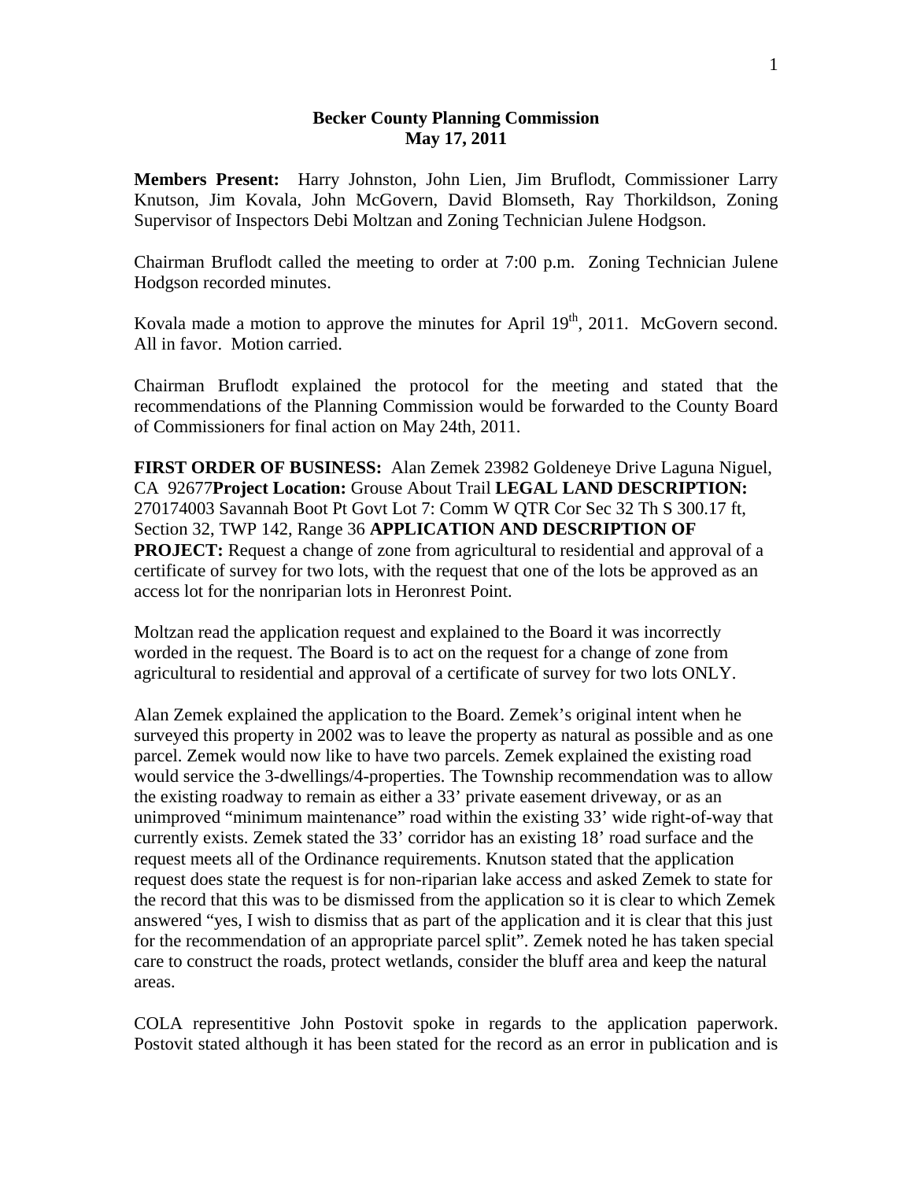**Becker County Planning Commission**
**May 17, 2011**

**Members Present:** Harry Johnston, John Lien, Jim Bruflodt, Commissioner Larry Knutson, Jim Kovala, John McGovern, David Blomseth, Ray Thorkildson, Zoning Supervisor of Inspectors Debi Moltzan and Zoning Technician Julene Hodgson.

Chairman Bruflodt called the meeting to order at 7:00 p.m. Zoning Technician Julene Hodgson recorded minutes.

Kovala made a motion to approve the minutes for April 19th, 2011. McGovern second. All in favor. Motion carried.

Chairman Bruflodt explained the protocol for the meeting and stated that the recommendations of the Planning Commission would be forwarded to the County Board of Commissioners for final action on May 24th, 2011.

**FIRST ORDER OF BUSINESS:** Alan Zemek 23982 Goldeneye Drive Laguna Niguel, CA 92677**Project Location:** Grouse About Trail **LEGAL LAND DESCRIPTION:** 270174003 Savannah Boot Pt Govt Lot 7: Comm W QTR Cor Sec 32 Th S 300.17 ft, Section 32, TWP 142, Range 36 **APPLICATION AND DESCRIPTION OF PROJECT:** Request a change of zone from agricultural to residential and approval of a certificate of survey for two lots, with the request that one of the lots be approved as an access lot for the nonriparian lots in Heronrest Point.

Moltzan read the application request and explained to the Board it was incorrectly worded in the request. The Board is to act on the request for a change of zone from agricultural to residential and approval of a certificate of survey for two lots ONLY.

Alan Zemek explained the application to the Board. Zemek's original intent when he surveyed this property in 2002 was to leave the property as natural as possible and as one parcel. Zemek would now like to have two parcels. Zemek explained the existing road would service the 3-dwellings/4-properties. The Township recommendation was to allow the existing roadway to remain as either a 33' private easement driveway, or as an unimproved "minimum maintenance" road within the existing 33' wide right-of-way that currently exists. Zemek stated the 33' corridor has an existing 18' road surface and the request meets all of the Ordinance requirements. Knutson stated that the application request does state the request is for non-riparian lake access and asked Zemek to state for the record that this was to be dismissed from the application so it is clear to which Zemek answered "yes, I wish to dismiss that as part of the application and it is clear that this just for the recommendation of an appropriate parcel split". Zemek noted he has taken special care to construct the roads, protect wetlands, consider the bluff area and keep the natural areas.

COLA representitive John Postovit spoke in regards to the application paperwork. Postovit stated although it has been stated for the record as an error in publication and is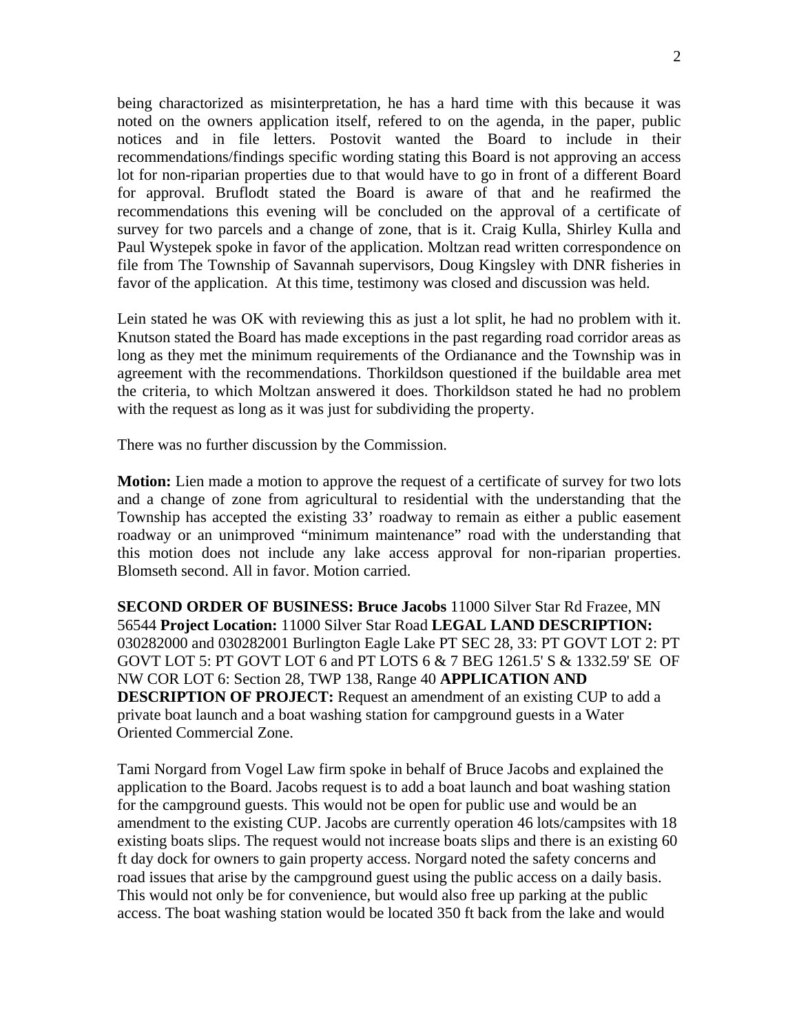being charactorized as misinterpretation, he has a hard time with this because it was noted on the owners application itself, refered to on the agenda, in the paper, public notices and in file letters. Postovit wanted the Board to include in their recommendations/findings specific wording stating this Board is not approving an access lot for non-riparian properties due to that would have to go in front of a different Board for approval. Bruflodt stated the Board is aware of that and he reafirmed the recommendations this evening will be concluded on the approval of a certificate of survey for two parcels and a change of zone, that is it. Craig Kulla, Shirley Kulla and Paul Wystepek spoke in favor of the application. Moltzan read written correspondence on file from The Township of Savannah supervisors, Doug Kingsley with DNR fisheries in favor of the application. At this time, testimony was closed and discussion was held.

Lein stated he was OK with reviewing this as just a lot split, he had no problem with it. Knutson stated the Board has made exceptions in the past regarding road corridor areas as long as they met the minimum requirements of the Ordianance and the Township was in agreement with the recommendations. Thorkildson questioned if the buildable area met the criteria, to which Moltzan answered it does. Thorkildson stated he had no problem with the request as long as it was just for subdividing the property.

There was no further discussion by the Commission.

**Motion:** Lien made a motion to approve the request of a certificate of survey for two lots and a change of zone from agricultural to residential with the understanding that the Township has accepted the existing 33' roadway to remain as either a public easement roadway or an unimproved "minimum maintenance" road with the understanding that this motion does not include any lake access approval for non-riparian properties. Blomseth second. All in favor. Motion carried.

**SECOND ORDER OF BUSINESS: Bruce Jacobs** 11000 Silver Star Rd Frazee, MN 56544 **Project Location:** 11000 Silver Star Road **LEGAL LAND DESCRIPTION:** 030282000 and 030282001 Burlington Eagle Lake PT SEC 28, 33: PT GOVT LOT 2: PT GOVT LOT 5: PT GOVT LOT 6 and PT LOTS 6 & 7 BEG 1261.5' S & 1332.59' SE OF NW COR LOT 6: Section 28, TWP 138, Range 40 **APPLICATION AND DESCRIPTION OF PROJECT:** Request an amendment of an existing CUP to add a private boat launch and a boat washing station for campground guests in a Water Oriented Commercial Zone.

Tami Norgard from Vogel Law firm spoke in behalf of Bruce Jacobs and explained the application to the Board. Jacobs request is to add a boat launch and boat washing station for the campground guests. This would not be open for public use and would be an amendment to the existing CUP. Jacobs are currently operation 46 lots/campsites with 18 existing boats slips. The request would not increase boats slips and there is an existing 60 ft day dock for owners to gain property access. Norgard noted the safety concerns and road issues that arise by the campground guest using the public access on a daily basis. This would not only be for convenience, but would also free up parking at the public access. The boat washing station would be located 350 ft back from the lake and would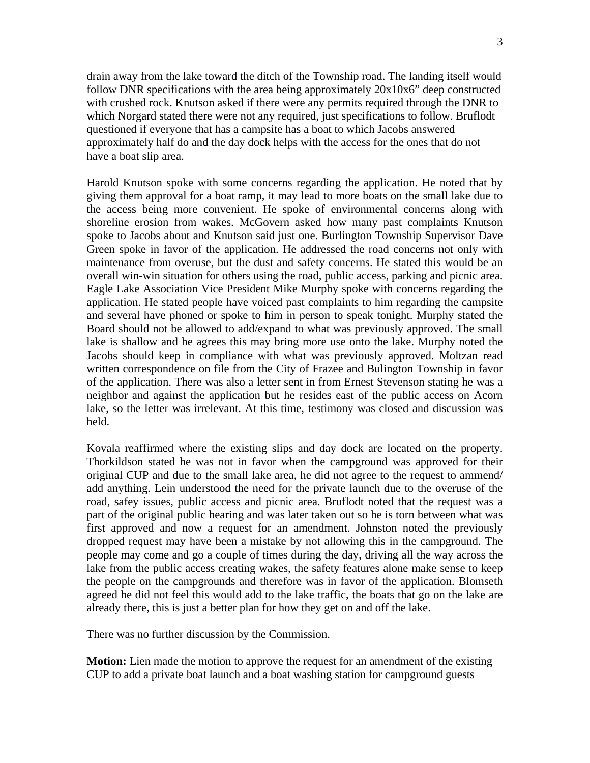drain away from the lake toward the ditch of the Township road. The landing itself would follow DNR specifications with the area being approximately 20x10x6" deep constructed with crushed rock. Knutson asked if there were any permits required through the DNR to which Norgard stated there were not any required, just specifications to follow. Bruflodt questioned if everyone that has a campsite has a boat to which Jacobs answered approximately half do and the day dock helps with the access for the ones that do not have a boat slip area.

Harold Knutson spoke with some concerns regarding the application. He noted that by giving them approval for a boat ramp, it may lead to more boats on the small lake due to the access being more convenient. He spoke of environmental concerns along with shoreline erosion from wakes. McGovern asked how many past complaints Knutson spoke to Jacobs about and Knutson said just one. Burlington Township Supervisor Dave Green spoke in favor of the application. He addressed the road concerns not only with maintenance from overuse, but the dust and safety concerns. He stated this would be an overall win-win situation for others using the road, public access, parking and picnic area. Eagle Lake Association Vice President Mike Murphy spoke with concerns regarding the application. He stated people have voiced past complaints to him regarding the campsite and several have phoned or spoke to him in person to speak tonight. Murphy stated the Board should not be allowed to add/expand to what was previously approved. The small lake is shallow and he agrees this may bring more use onto the lake. Murphy noted the Jacobs should keep in compliance with what was previously approved. Moltzan read written correspondence on file from the City of Frazee and Bulington Township in favor of the application. There was also a letter sent in from Ernest Stevenson stating he was a neighbor and against the application but he resides east of the public access on Acorn lake, so the letter was irrelevant. At this time, testimony was closed and discussion was held.

Kovala reaffirmed where the existing slips and day dock are located on the property. Thorkildson stated he was not in favor when the campground was approved for their original CUP and due to the small lake area, he did not agree to the request to ammend/ add anything. Lein understood the need for the private launch due to the overuse of the road, safey issues, public access and picnic area. Bruflodt noted that the request was a part of the original public hearing and was later taken out so he is torn between what was first approved and now a request for an amendment. Johnston noted the previously dropped request may have been a mistake by not allowing this in the campground. The people may come and go a couple of times during the day, driving all the way across the lake from the public access creating wakes, the safety features alone make sense to keep the people on the campgrounds and therefore was in favor of the application. Blomseth agreed he did not feel this would add to the lake traffic, the boats that go on the lake are already there, this is just a better plan for how they get on and off the lake.

There was no further discussion by the Commission.

**Motion:** Lien made the motion to approve the request for an amendment of the existing CUP to add a private boat launch and a boat washing station for campground guests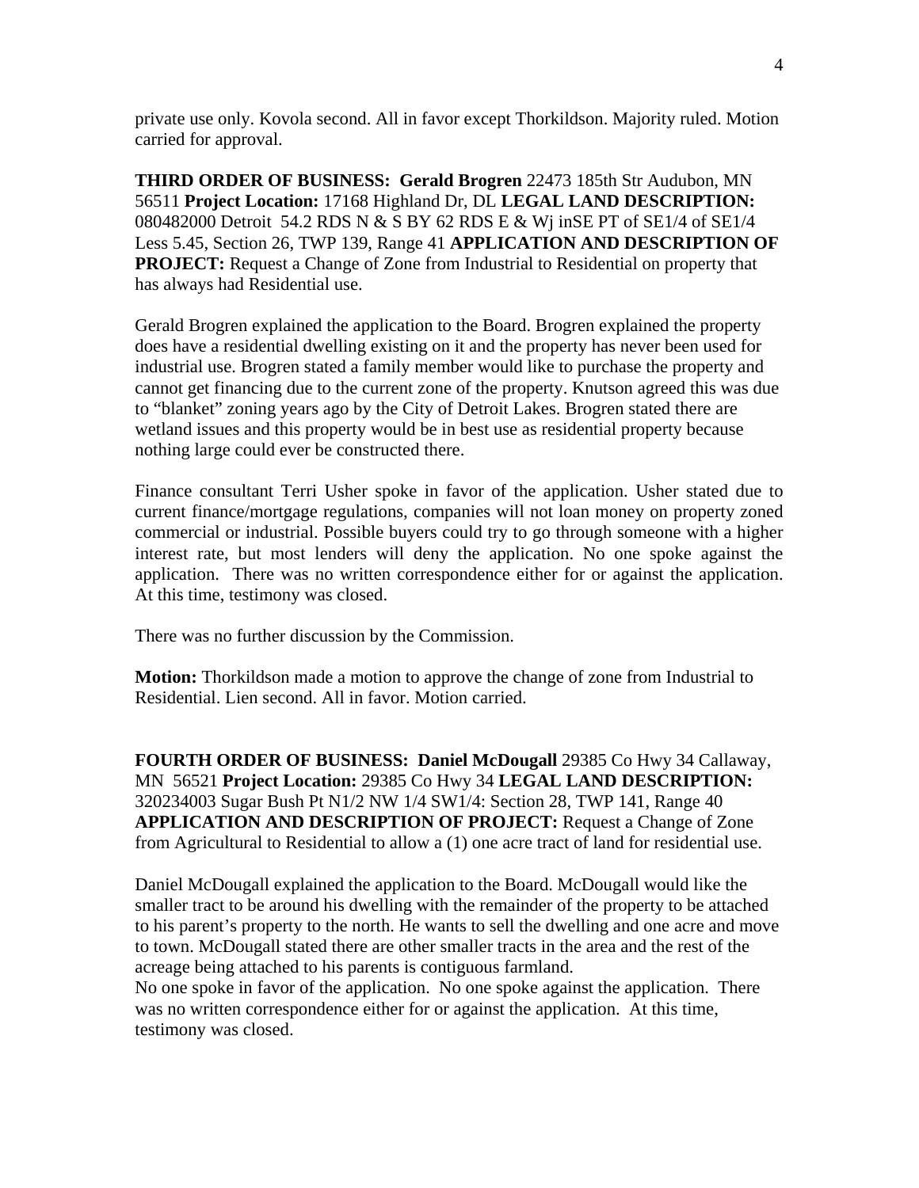private use only. Kovola second. All in favor except Thorkildson. Majority ruled. Motion carried for approval.

**THIRD ORDER OF BUSINESS: Gerald Brogren** 22473 185th Str Audubon, MN 56511 **Project Location:** 17168 Highland Dr, DL **LEGAL LAND DESCRIPTION:** 080482000 Detroit 54.2 RDS N & S BY 62 RDS E & Wj inSE PT of SE1/4 of SE1/4 Less 5.45, Section 26, TWP 139, Range 41 **APPLICATION AND DESCRIPTION OF PROJECT:** Request a Change of Zone from Industrial to Residential on property that has always had Residential use.

Gerald Brogren explained the application to the Board. Brogren explained the property does have a residential dwelling existing on it and the property has never been used for industrial use. Brogren stated a family member would like to purchase the property and cannot get financing due to the current zone of the property. Knutson agreed this was due to "blanket" zoning years ago by the City of Detroit Lakes. Brogren stated there are wetland issues and this property would be in best use as residential property because nothing large could ever be constructed there.

Finance consultant Terri Usher spoke in favor of the application. Usher stated due to current finance/mortgage regulations, companies will not loan money on property zoned commercial or industrial. Possible buyers could try to go through someone with a higher interest rate, but most lenders will deny the application. No one spoke against the application. There was no written correspondence either for or against the application. At this time, testimony was closed.

There was no further discussion by the Commission.

**Motion:** Thorkildson made a motion to approve the change of zone from Industrial to Residential. Lien second. All in favor. Motion carried.

**FOURTH ORDER OF BUSINESS: Daniel McDougall** 29385 Co Hwy 34 Callaway, MN 56521 **Project Location:** 29385 Co Hwy 34 **LEGAL LAND DESCRIPTION:** 320234003 Sugar Bush Pt N1/2 NW 1/4 SW1/4: Section 28, TWP 141, Range 40 **APPLICATION AND DESCRIPTION OF PROJECT:** Request a Change of Zone from Agricultural to Residential to allow a (1) one acre tract of land for residential use.

Daniel McDougall explained the application to the Board. McDougall would like the smaller tract to be around his dwelling with the remainder of the property to be attached to his parent's property to the north. He wants to sell the dwelling and one acre and move to town. McDougall stated there are other smaller tracts in the area and the rest of the acreage being attached to his parents is contiguous farmland.
No one spoke in favor of the application. No one spoke against the application. There was no written correspondence either for or against the application. At this time, testimony was closed.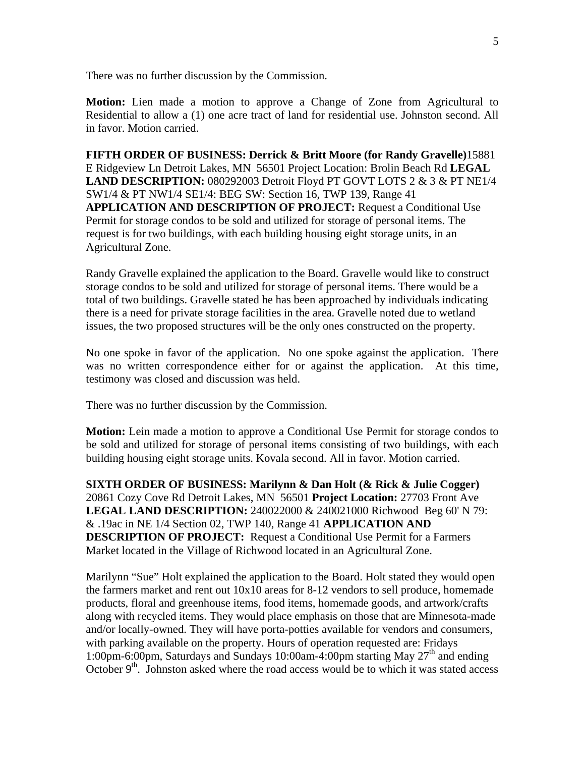There was no further discussion by the Commission.

**Motion:** Lien made a motion to approve a Change of Zone from Agricultural to Residential to allow a (1) one acre tract of land for residential use. Johnston second. All in favor. Motion carried.

**FIFTH ORDER OF BUSINESS: Derrick & Britt Moore (for Randy Gravelle)**15881 E Ridgeview Ln Detroit Lakes, MN 56501 Project Location: Brolin Beach Rd **LEGAL LAND DESCRIPTION:** 080292003 Detroit Floyd PT GOVT LOTS 2 & 3 & PT NE1/4 SW1/4 & PT NW1/4 SE1/4: BEG SW: Section 16, TWP 139, Range 41 **APPLICATION AND DESCRIPTION OF PROJECT:** Request a Conditional Use Permit for storage condos to be sold and utilized for storage of personal items. The request is for two buildings, with each building housing eight storage units, in an Agricultural Zone.

Randy Gravelle explained the application to the Board. Gravelle would like to construct storage condos to be sold and utilized for storage of personal items. There would be a total of two buildings. Gravelle stated he has been approached by individuals indicating there is a need for private storage facilities in the area. Gravelle noted due to wetland issues, the two proposed structures will be the only ones constructed on the property.

No one spoke in favor of the application. No one spoke against the application. There was no written correspondence either for or against the application. At this time, testimony was closed and discussion was held.

There was no further discussion by the Commission.

**Motion:** Lein made a motion to approve a Conditional Use Permit for storage condos to be sold and utilized for storage of personal items consisting of two buildings, with each building housing eight storage units. Kovala second. All in favor. Motion carried.

**SIXTH ORDER OF BUSINESS: Marilynn & Dan Holt (& Rick & Julie Cogger)** 20861 Cozy Cove Rd Detroit Lakes, MN 56501 **Project Location:** 27703 Front Ave **LEGAL LAND DESCRIPTION:** 240022000 & 240021000 Richwood Beg 60' N 79: & .19ac in NE 1/4 Section 02, TWP 140, Range 41 **APPLICATION AND DESCRIPTION OF PROJECT:** Request a Conditional Use Permit for a Farmers Market located in the Village of Richwood located in an Agricultural Zone.

Marilynn "Sue" Holt explained the application to the Board. Holt stated they would open the farmers market and rent out 10x10 areas for 8-12 vendors to sell produce, homemade products, floral and greenhouse items, food items, homemade goods, and artwork/crafts along with recycled items. They would place emphasis on those that are Minnesota-made and/or locally-owned. They will have porta-potties available for vendors and consumers, with parking available on the property. Hours of operation requested are: Fridays 1:00pm-6:00pm, Saturdays and Sundays 10:00am-4:00pm starting May 27th and ending October 9th. Johnston asked where the road access would be to which it was stated access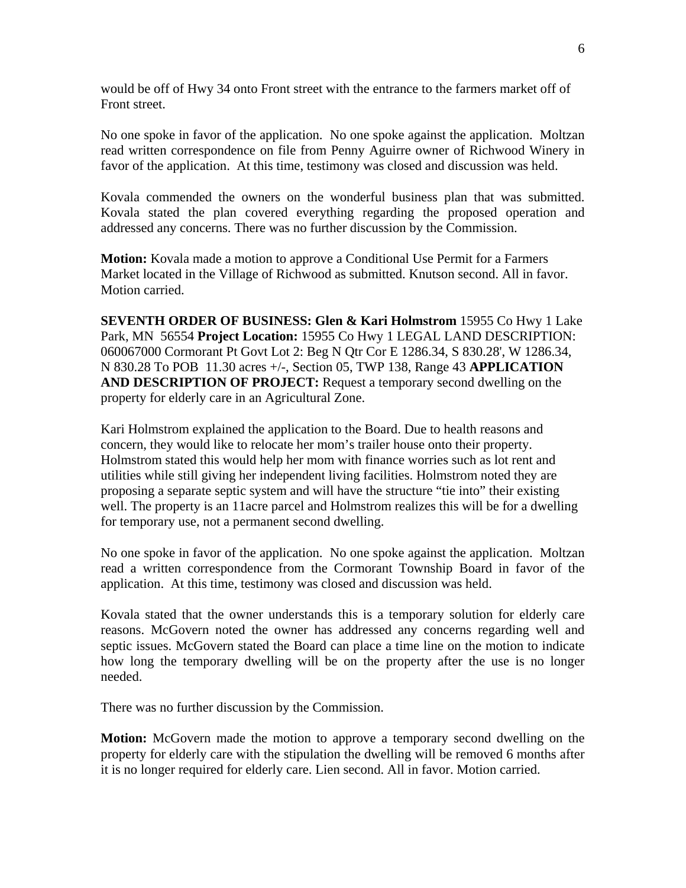would be off of Hwy 34 onto Front street with the entrance to the farmers market off of Front street.

No one spoke in favor of the application. No one spoke against the application. Moltzan read written correspondence on file from Penny Aguirre owner of Richwood Winery in favor of the application. At this time, testimony was closed and discussion was held.

Kovala commended the owners on the wonderful business plan that was submitted. Kovala stated the plan covered everything regarding the proposed operation and addressed any concerns. There was no further discussion by the Commission.

**Motion:** Kovala made a motion to approve a Conditional Use Permit for a Farmers Market located in the Village of Richwood as submitted. Knutson second. All in favor. Motion carried.

**SEVENTH ORDER OF BUSINESS: Glen & Kari Holmstrom** 15955 Co Hwy 1 Lake Park, MN 56554 **Project Location:** 15955 Co Hwy 1 LEGAL LAND DESCRIPTION: 060067000 Cormorant Pt Govt Lot 2: Beg N Qtr Cor E 1286.34, S 830.28', W 1286.34, N 830.28 To POB 11.30 acres +/-, Section 05, TWP 138, Range 43 **APPLICATION AND DESCRIPTION OF PROJECT:** Request a temporary second dwelling on the property for elderly care in an Agricultural Zone.

Kari Holmstrom explained the application to the Board. Due to health reasons and concern, they would like to relocate her mom's trailer house onto their property. Holmstrom stated this would help her mom with finance worries such as lot rent and utilities while still giving her independent living facilities. Holmstrom noted they are proposing a separate septic system and will have the structure "tie into" their existing well. The property is an 11acre parcel and Holmstrom realizes this will be for a dwelling for temporary use, not a permanent second dwelling.

No one spoke in favor of the application. No one spoke against the application. Moltzan read a written correspondence from the Cormorant Township Board in favor of the application. At this time, testimony was closed and discussion was held.

Kovala stated that the owner understands this is a temporary solution for elderly care reasons. McGovern noted the owner has addressed any concerns regarding well and septic issues. McGovern stated the Board can place a time line on the motion to indicate how long the temporary dwelling will be on the property after the use is no longer needed.

There was no further discussion by the Commission.

**Motion:** McGovern made the motion to approve a temporary second dwelling on the property for elderly care with the stipulation the dwelling will be removed 6 months after it is no longer required for elderly care. Lien second. All in favor. Motion carried.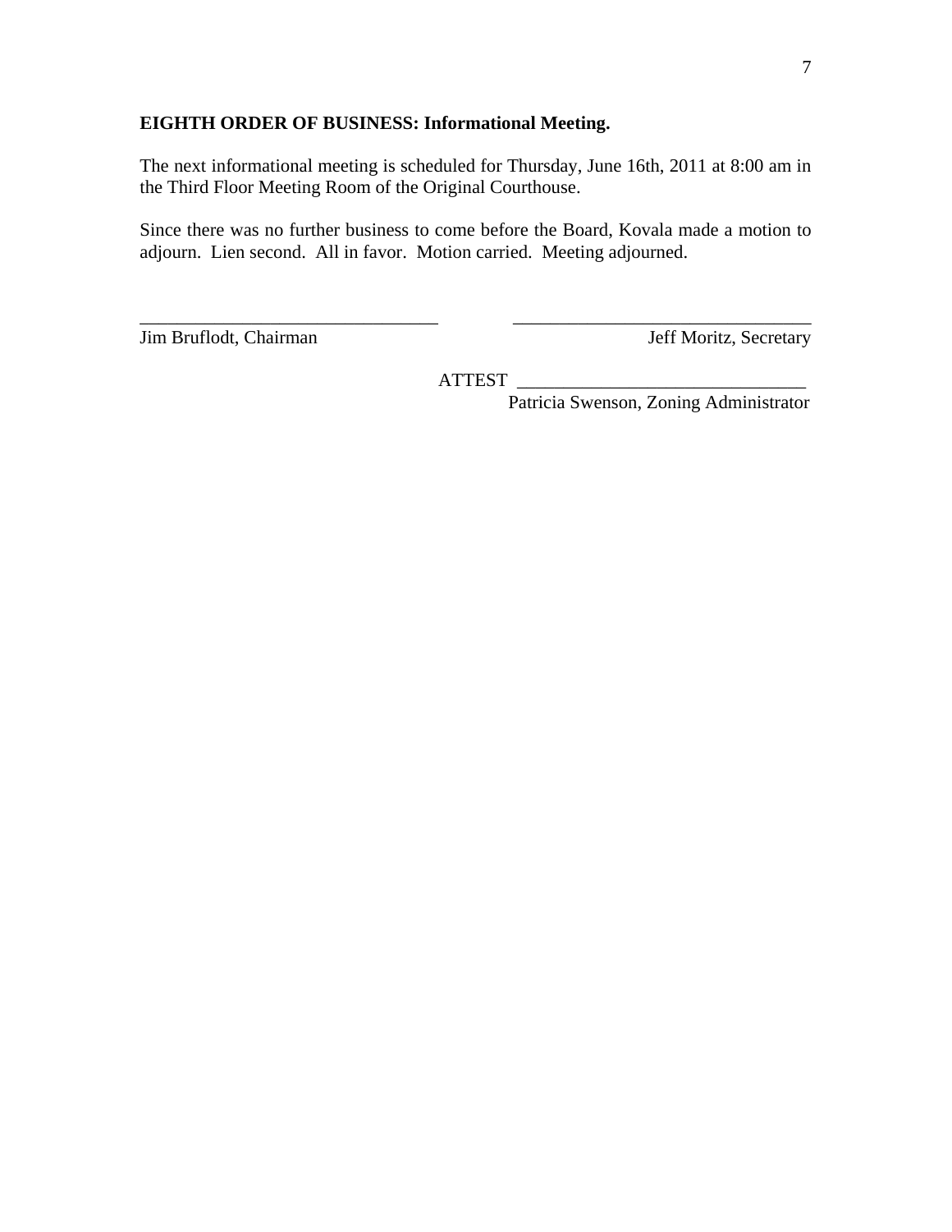**EIGHTH ORDER OF BUSINESS: Informational Meeting.**

The next informational meeting is scheduled for Thursday, June 16th, 2011 at 8:00 am in the Third Floor Meeting Room of the Original Courthouse.

Since there was no further business to come before the Board, Kovala made a motion to adjourn. Lien second. All in favor. Motion carried. Meeting adjourned.

\_\_\_\_\_\_\_\_\_\_\_\_\_\_\_\_\_\_\_\_\_\_\_\_\_\_\_\_\_\_\_\_
Jim Bruflodt, Chairman

\_\_\_\_\_\_\_\_\_\_\_\_\_\_\_\_\_\_\_\_\_\_\_\_\_\_\_\_\_\_\_\_
Jeff Moritz, Secretary

ATTEST \_\_\_\_\_\_\_\_\_\_\_\_\_\_\_\_\_\_\_\_\_\_\_\_\_\_\_\_\_\_
Patricia Swenson, Zoning Administrator